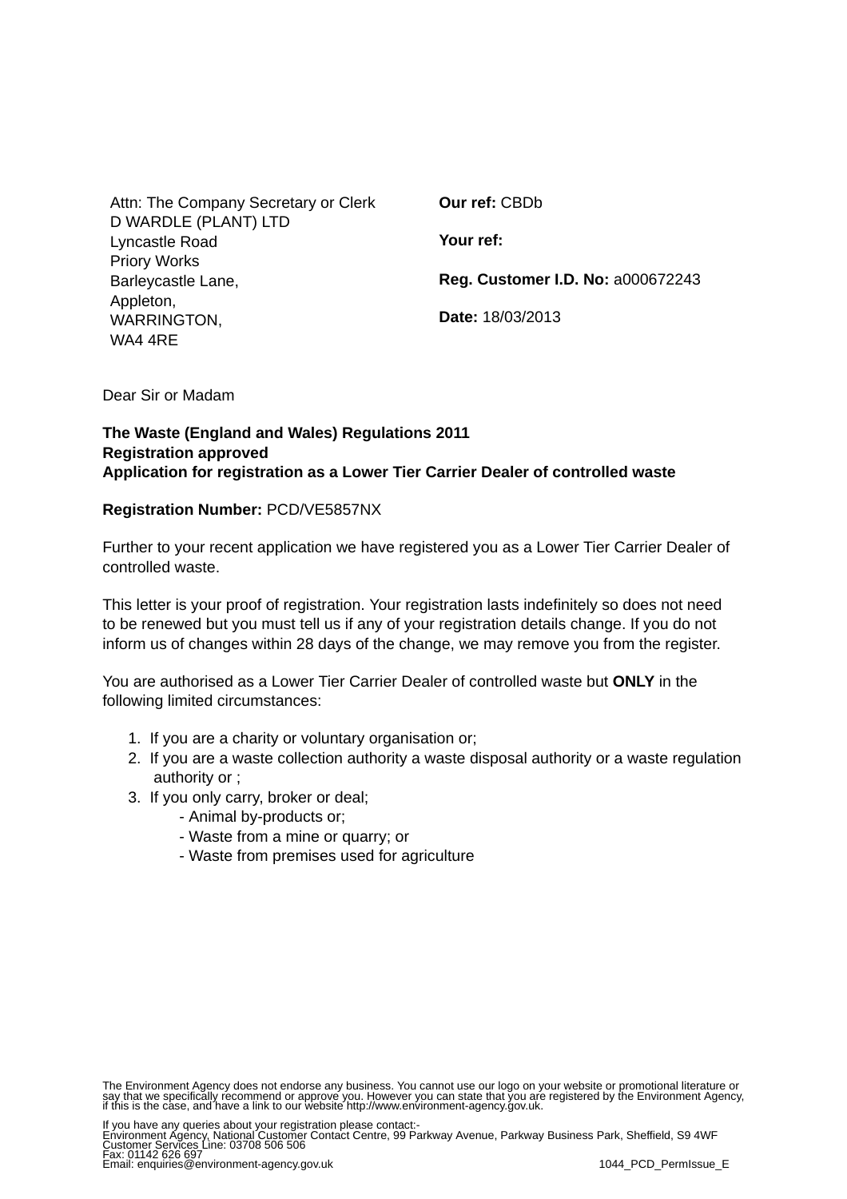Attn: The Company Secretary or Clerk
D WARDLE (PLANT) LTD
Lyncastle Road
Priory Works
Barleycastle Lane,
Appleton,
WARRINGTON,
WA4 4RE

**Our ref:** CBDb

**Your ref:**

**Reg. Customer I.D. No:** a000672243

**Date:** 18/03/2013

Dear Sir or Madam

**The Waste (England and Wales) Regulations 2011**
**Registration approved**
**Application for registration as a Lower Tier Carrier Dealer of controlled waste**

**Registration Number:** PCD/VE5857NX

Further to your recent application we have registered you as a Lower Tier Carrier Dealer of controlled waste.

This letter is your proof of registration. Your registration lasts indefinitely so does not need to be renewed but you must tell us if any of your registration details change. If you do not inform us of changes within 28 days of the change, we may remove you from the register.

You are authorised as a Lower Tier Carrier Dealer of controlled waste but **ONLY** in the following limited circumstances:

1. If you are a charity or voluntary organisation or;
2. If you are a waste collection authority a waste disposal authority or a waste regulation authority or ;
3. If you only carry, broker or deal;
   - Animal by-products or;
   - Waste from a mine or quarry; or
   - Waste from premises used for agriculture

The Environment Agency does not endorse any business. You cannot use our logo on your website or promotional literature or say that we specifically recommend or approve you. However you can state that you are registered by the Environment Agency, if this is the case, and have a link to our website http://www.environment-agency.gov.uk.

If you have any queries about your registration please contact:-
Environment Agency, National Customer Contact Centre, 99 Parkway Avenue, Parkway Business Park, Sheffield, S9 4WF
Customer Services Line: 03708 506 506
Fax: 01142 626 697
Email: enquiries@environment-agency.gov.uk

1044_PCD_PermIssue_E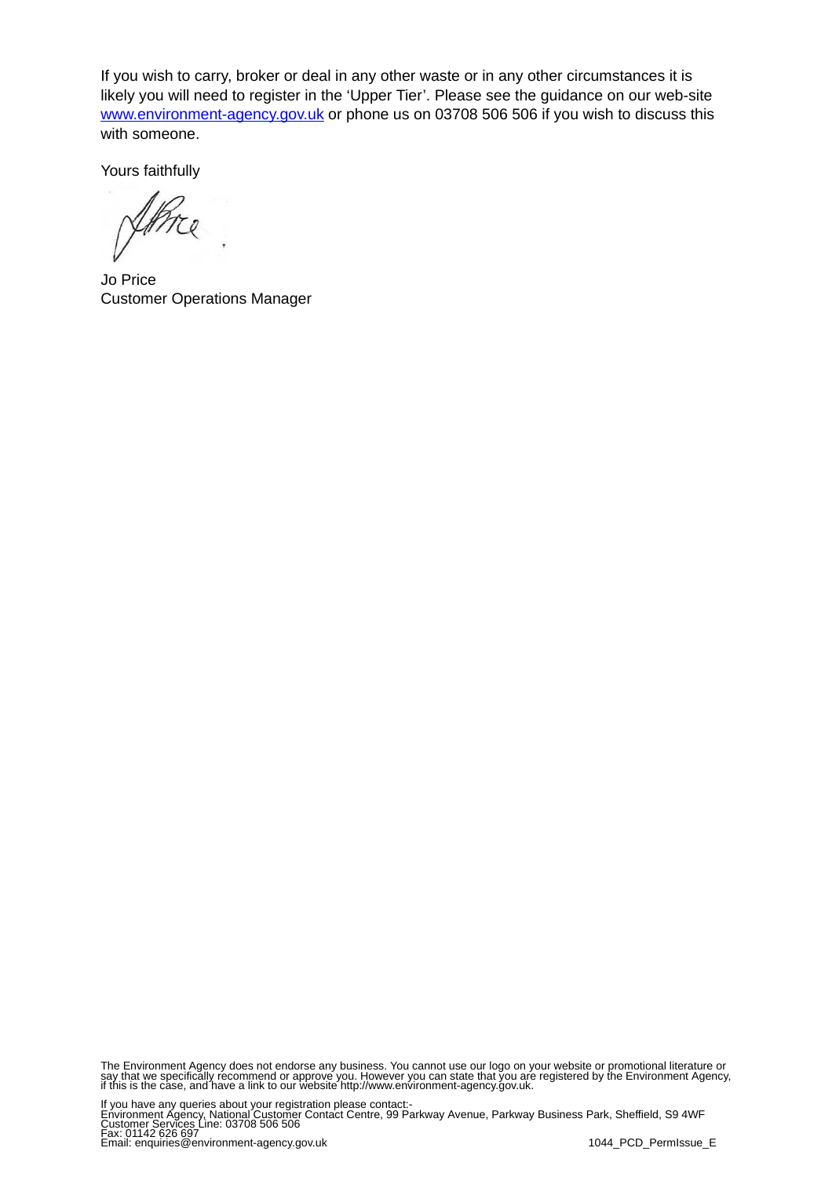If you wish to carry, broker or deal in any other waste or in any other circumstances it is likely you will need to register in the 'Upper Tier'. Please see the guidance on our web-site [www.environment-agency.gov.uk](http://www.environment-agency.gov.uk) or phone us on 03708 506 506 if you wish to discuss this with someone.

Yours faithfully

Jo Price
Customer Operations Manager

The Environment Agency does not endorse any business. You cannot use our logo on your website or promotional literature or say that we specifically recommend or approve you. However you can state that you are registered by the Environment Agency, if this is the case, and have a link to our website http://www.environment-agency.gov.uk.

If you have any queries about your registration please contact:-
Environment Agency, National Customer Contact Centre, 99 Parkway Avenue, Parkway Business Park, Sheffield, S9 4WF
Customer Services Line: 03708 506 506
Fax: 01142 626 697
Email: enquiries@environment-agency.gov.uk

1044_PCD_PermIssue_E